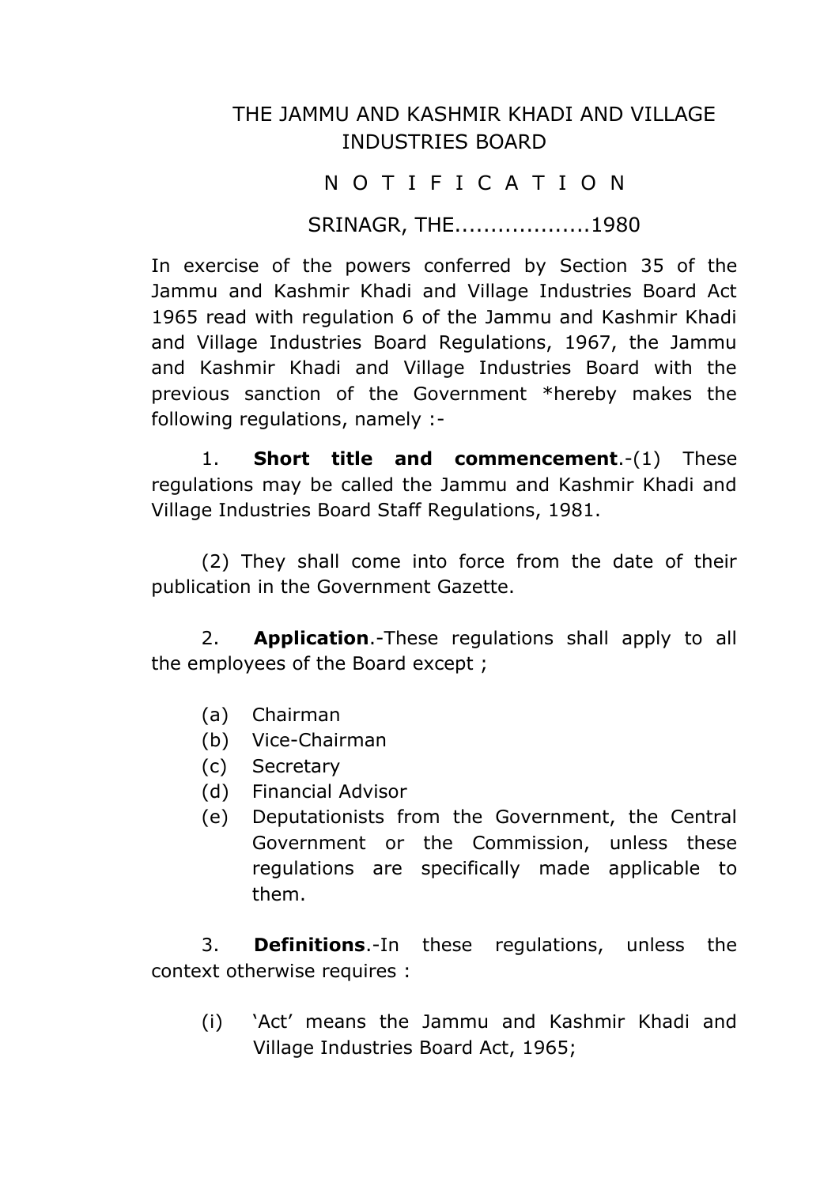# THE JAMMU AND KASHMIR KHADI AND VILLAGE INDUSTRIES BOARD

## N O T I F I C A T I O N

SRINAGR, THE...................1980

In exercise of the powers conferred by Section 35 of the Jammu and Kashmir Khadi and Village Industries Board Act 1965 read with regulation 6 of the Jammu and Kashmir Khadi and Village Industries Board Regulations, 1967, the Jammu and Kashmir Khadi and Village Industries Board with the previous sanction of the Government *hereby makes the following regulations, namely :-

1. **Short title and commencement**.-(1) These regulations may be called the Jammu and Kashmir Khadi and Village Industries Board Staff Regulations, 1981.

(2) They shall come into force from the date of their publication in the Government Gazette.

2. **Application**.-These regulations shall apply to all the employees of the Board except ;

(a) Chairman
(b) Vice-Chairman
(c) Secretary
(d) Financial Advisor
(e) Deputationists from the Government, the Central Government or the Commission, unless these regulations are specifically made applicable to them.

3. **Definitions**.-In these regulations, unless the context otherwise requires :

(i) 'Act' means the Jammu and Kashmir Khadi and Village Industries Board Act, 1965;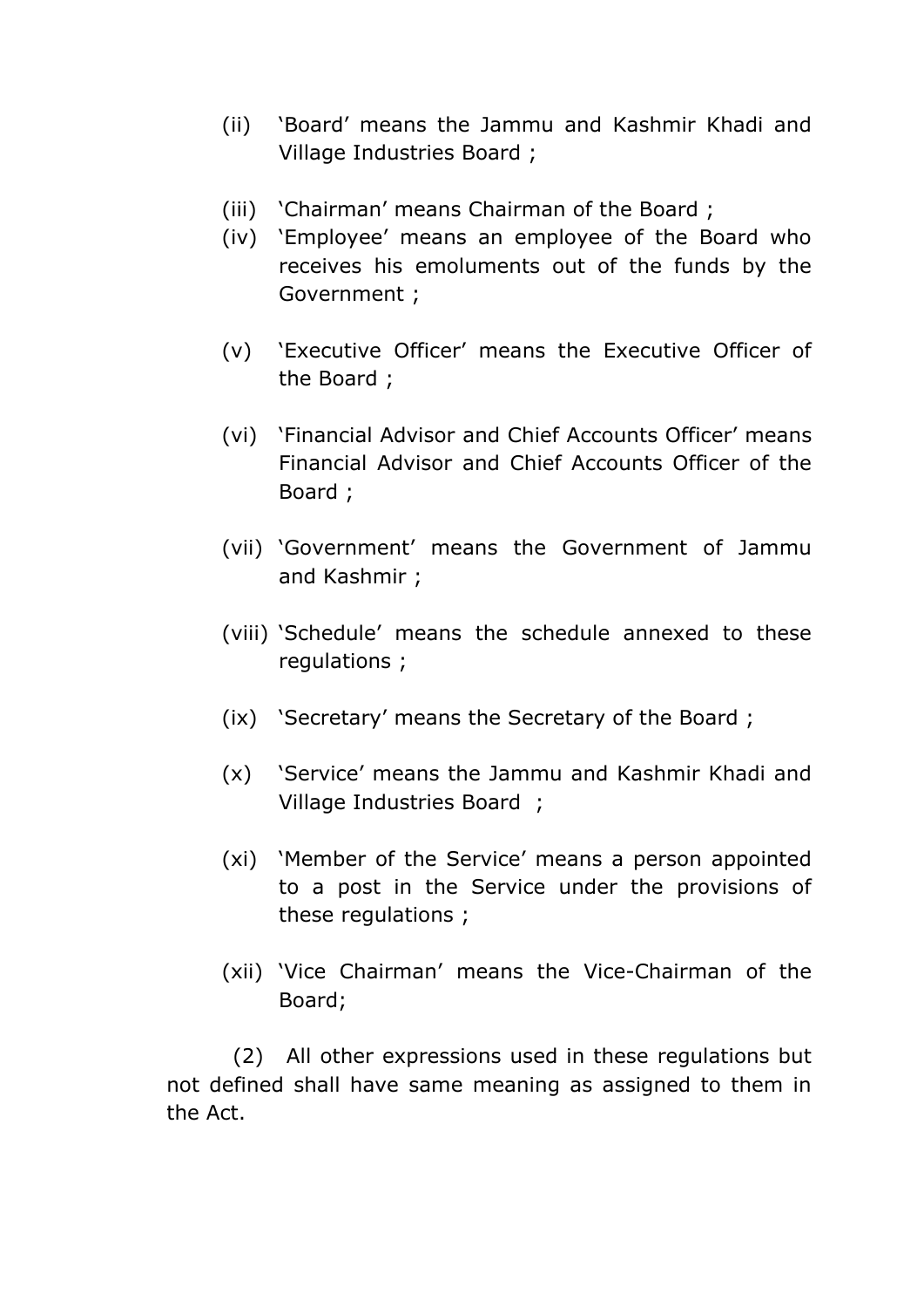(ii) 'Board' means the Jammu and Kashmir Khadi and Village Industries Board ;

(iii) 'Chairman' means Chairman of the Board ;

(iv) 'Employee' means an employee of the Board who receives his emoluments out of the funds by the Government ;

(v) 'Executive Officer' means the Executive Officer of the Board ;

(vi) 'Financial Advisor and Chief Accounts Officer' means Financial Advisor and Chief Accounts Officer of the Board ;

(vii) 'Government' means the Government of Jammu and Kashmir ;

(viii) 'Schedule' means the schedule annexed to these regulations ;

(ix) 'Secretary' means the Secretary of the Board ;

(x) 'Service' means the Jammu and Kashmir Khadi and Village Industries Board ;

(xi) 'Member of the Service' means a person appointed to a post in the Service under the provisions of these regulations ;

(xii) 'Vice Chairman' means the Vice-Chairman of the Board;

(2) All other expressions used in these regulations but not defined shall have same meaning as assigned to them in the Act.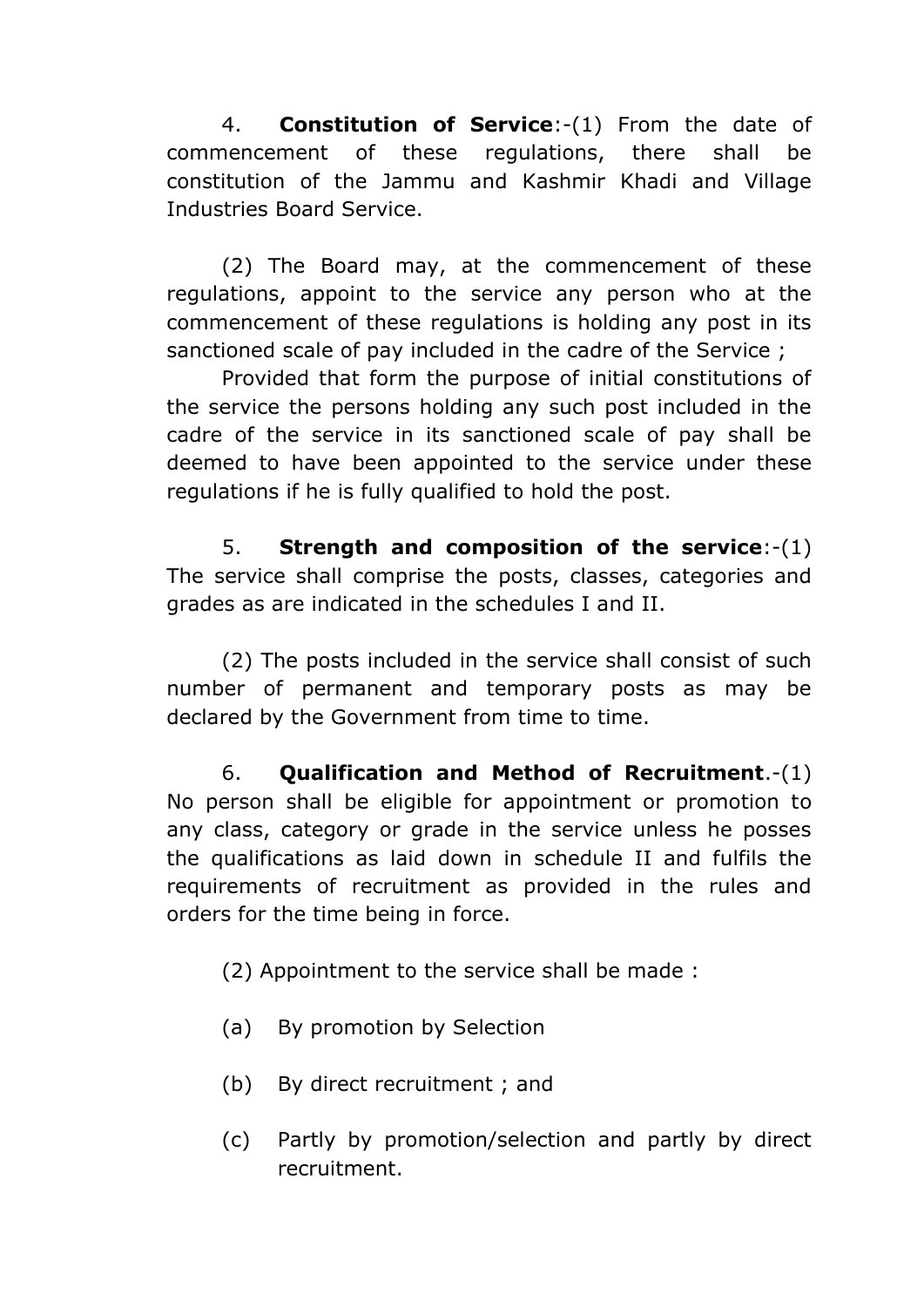4. **Constitution of Service**:-(1) From the date of commencement of these regulations, there shall be constitution of the Jammu and Kashmir Khadi and Village Industries Board Service.

(2) The Board may, at the commencement of these regulations, appoint to the service any person who at the commencement of these regulations is holding any post in its sanctioned scale of pay included in the cadre of the Service ;

Provided that form the purpose of initial constitutions of the service the persons holding any such post included in the cadre of the service in its sanctioned scale of pay shall be deemed to have been appointed to the service under these regulations if he is fully qualified to hold the post.

5. **Strength and composition of the service**:-(1) The service shall comprise the posts, classes, categories and grades as are indicated in the schedules I and II.

(2) The posts included in the service shall consist of such number of permanent and temporary posts as may be declared by the Government from time to time.

6. **Qualification and Method of Recruitment**.-(1) No person shall be eligible for appointment or promotion to any class, category or grade in the service unless he posses the qualifications as laid down in schedule II and fulfils the requirements of recruitment as provided in the rules and orders for the time being in force.

(2) Appointment to the service shall be made :

(a) By promotion by Selection

(b) By direct recruitment ; and

(c) Partly by promotion/selection and partly by direct recruitment.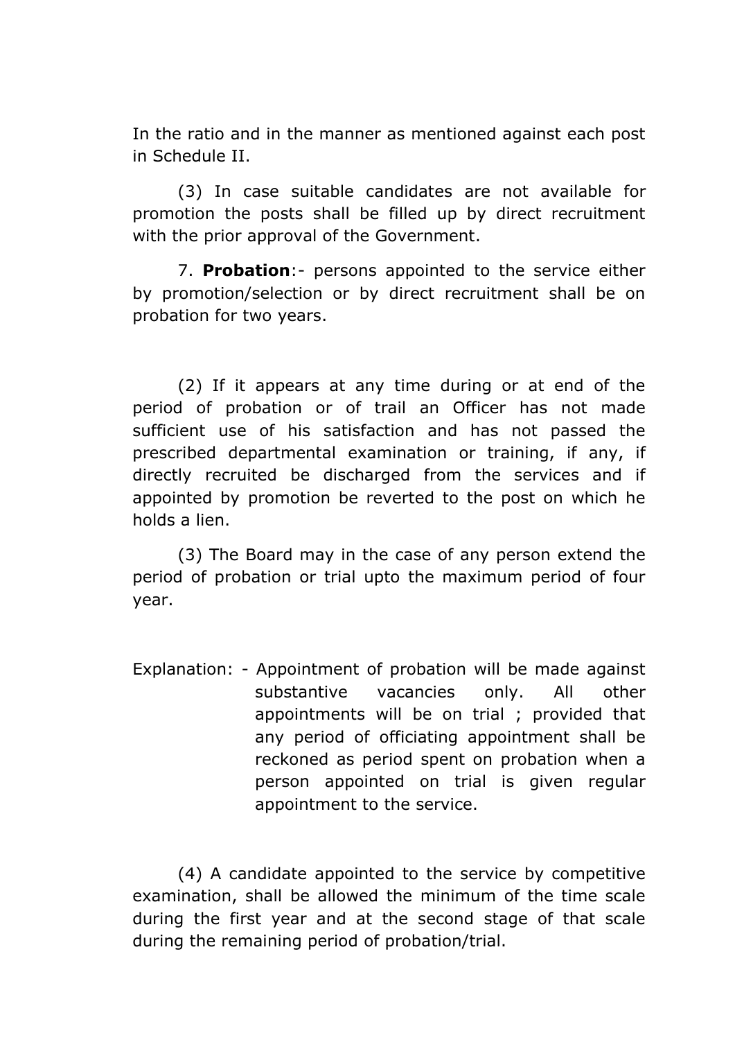In the ratio and in the manner as mentioned against each post in Schedule II.

(3) In case suitable candidates are not available for promotion the posts shall be filled up by direct recruitment with the prior approval of the Government.

7. **Probation**:- persons appointed to the service either by promotion/selection or by direct recruitment shall be on probation for two years.

(2) If it appears at any time during or at end of the period of probation or of trail an Officer has not made sufficient use of his satisfaction and has not passed the prescribed departmental examination or training, if any, if directly recruited be discharged from the services and if appointed by promotion be reverted to the post on which he holds a lien.

(3) The Board may in the case of any person extend the period of probation or trial upto the maximum period of four year.

Explanation: - Appointment of probation will be made against substantive vacancies only. All other appointments will be on trial ; provided that any period of officiating appointment shall be reckoned as period spent on probation when a person appointed on trial is given regular appointment to the service.

(4) A candidate appointed to the service by competitive examination, shall be allowed the minimum of the time scale during the first year and at the second stage of that scale during the remaining period of probation/trial.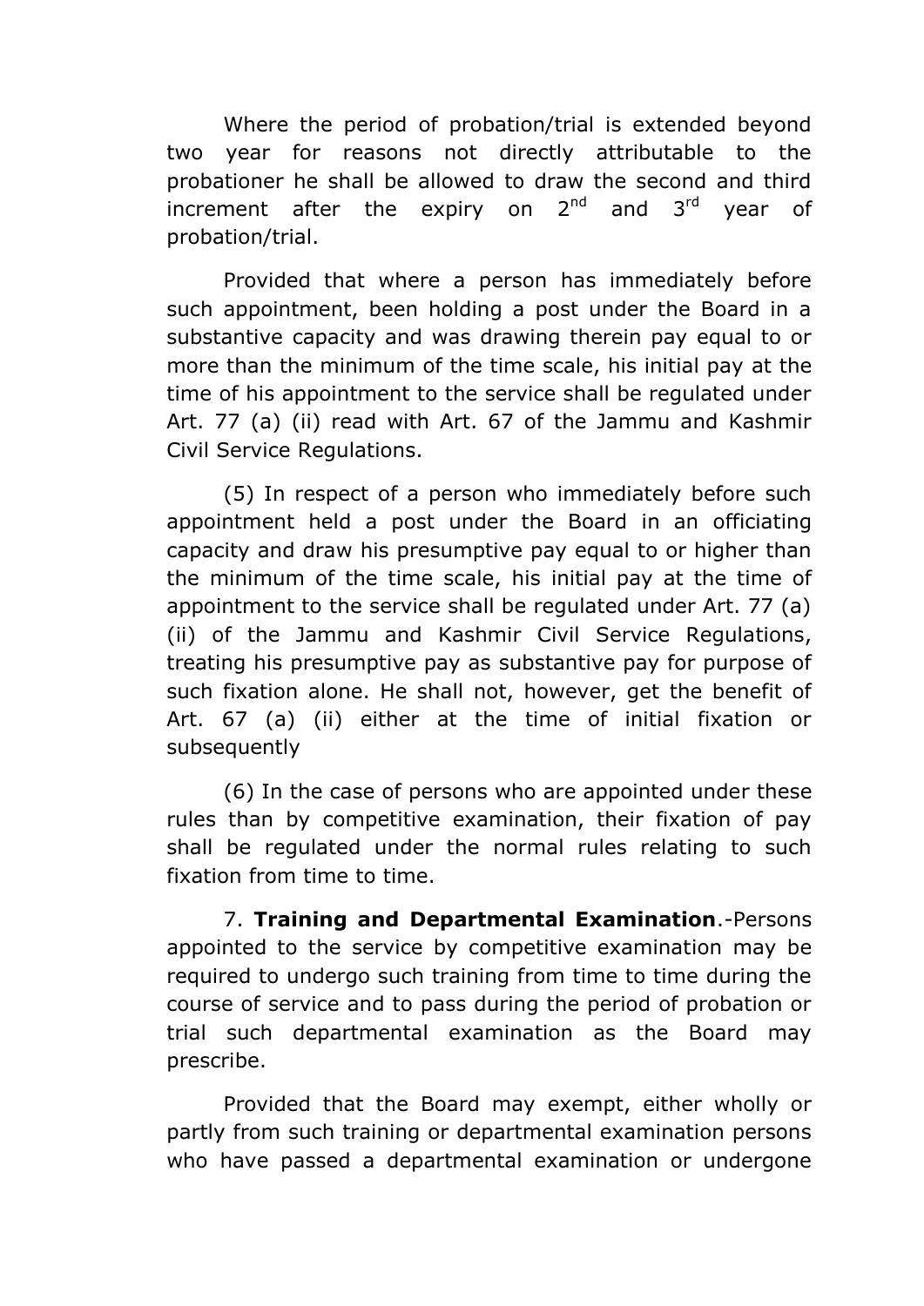Where the period of probation/trial is extended beyond two year for reasons not directly attributable to the probationer he shall be allowed to draw the second and third increment after the expiry on 2nd and 3rd year of probation/trial.

Provided that where a person has immediately before such appointment, been holding a post under the Board in a substantive capacity and was drawing therein pay equal to or more than the minimum of the time scale, his initial pay at the time of his appointment to the service shall be regulated under Art. 77 (a) (ii) read with Art. 67 of the Jammu and Kashmir Civil Service Regulations.

(5) In respect of a person who immediately before such appointment held a post under the Board in an officiating capacity and draw his presumptive pay equal to or higher than the minimum of the time scale, his initial pay at the time of appointment to the service shall be regulated under Art. 77 (a) (ii) of the Jammu and Kashmir Civil Service Regulations, treating his presumptive pay as substantive pay for purpose of such fixation alone. He shall not, however, get the benefit of Art. 67 (a) (ii) either at the time of initial fixation or subsequently

(6) In the case of persons who are appointed under these rules than by competitive examination, their fixation of pay shall be regulated under the normal rules relating to such fixation from time to time.

7. **Training and Departmental Examination**.-Persons appointed to the service by competitive examination may be required to undergo such training from time to time during the course of service and to pass during the period of probation or trial such departmental examination as the Board may prescribe.

Provided that the Board may exempt, either wholly or partly from such training or departmental examination persons who have passed a departmental examination or undergone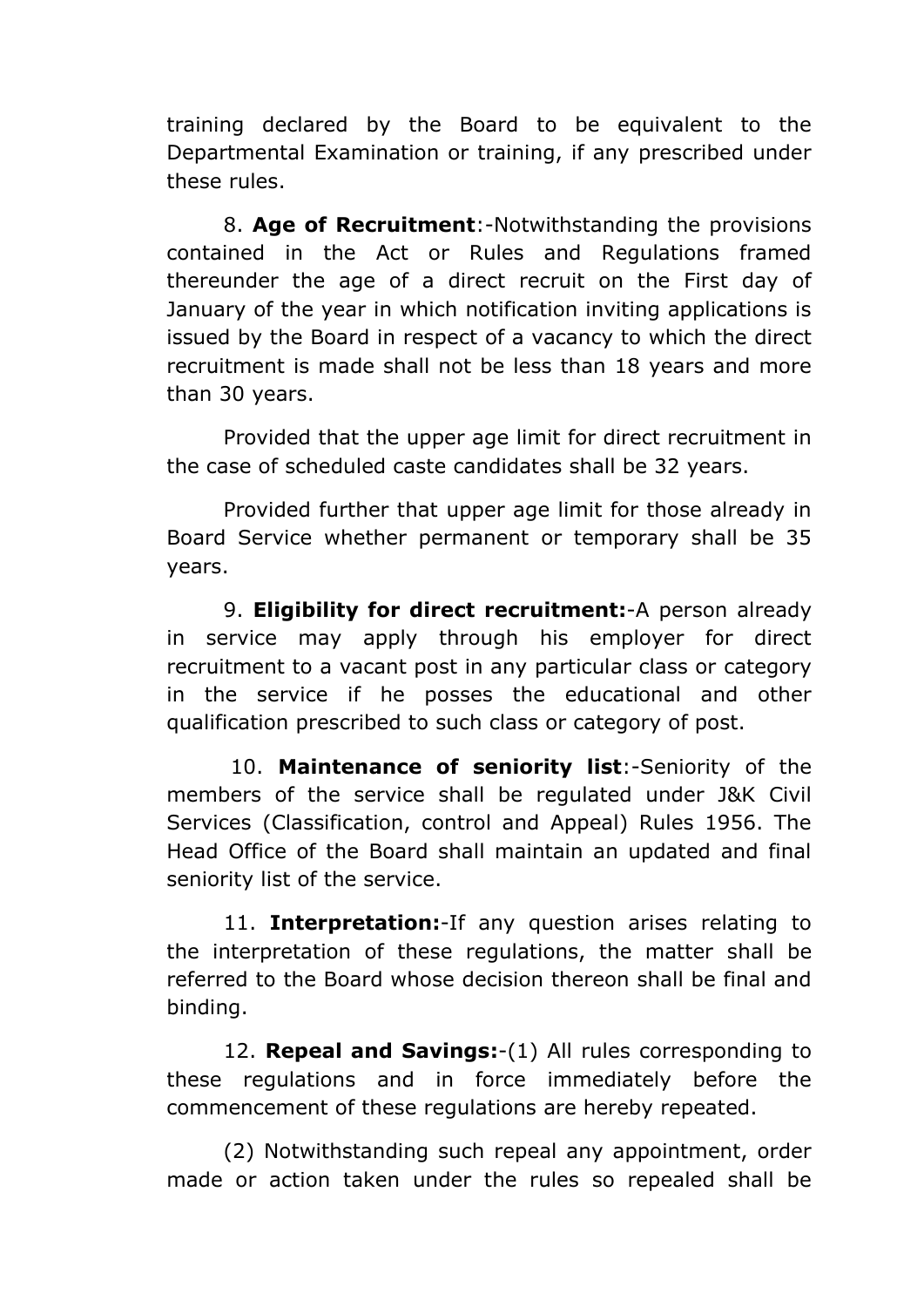training declared by the Board to be equivalent to the Departmental Examination or training, if any prescribed under these rules.

8. **Age of Recruitment**:-Notwithstanding the provisions contained in the Act or Rules and Regulations framed thereunder the age of a direct recruit on the First day of January of the year in which notification inviting applications is issued by the Board in respect of a vacancy to which the direct recruitment is made shall not be less than 18 years and more than 30 years.

Provided that the upper age limit for direct recruitment in the case of scheduled caste candidates shall be 32 years.

Provided further that upper age limit for those already in Board Service whether permanent or temporary shall be 35 years.

9. **Eligibility for direct recruitment:**-A person already in service may apply through his employer for direct recruitment to a vacant post in any particular class or category in the service if he posses the educational and other qualification prescribed to such class or category of post.

10. **Maintenance of seniority list**:-Seniority of the members of the service shall be regulated under J&K Civil Services (Classification, control and Appeal) Rules 1956. The Head Office of the Board shall maintain an updated and final seniority list of the service.

11. **Interpretation:**-If any question arises relating to the interpretation of these regulations, the matter shall be referred to the Board whose decision thereon shall be final and binding.

12. **Repeal and Savings:**-(1) All rules corresponding to these regulations and in force immediately before the commencement of these regulations are hereby repeated.

(2) Notwithstanding such repeal any appointment, order made or action taken under the rules so repealed shall be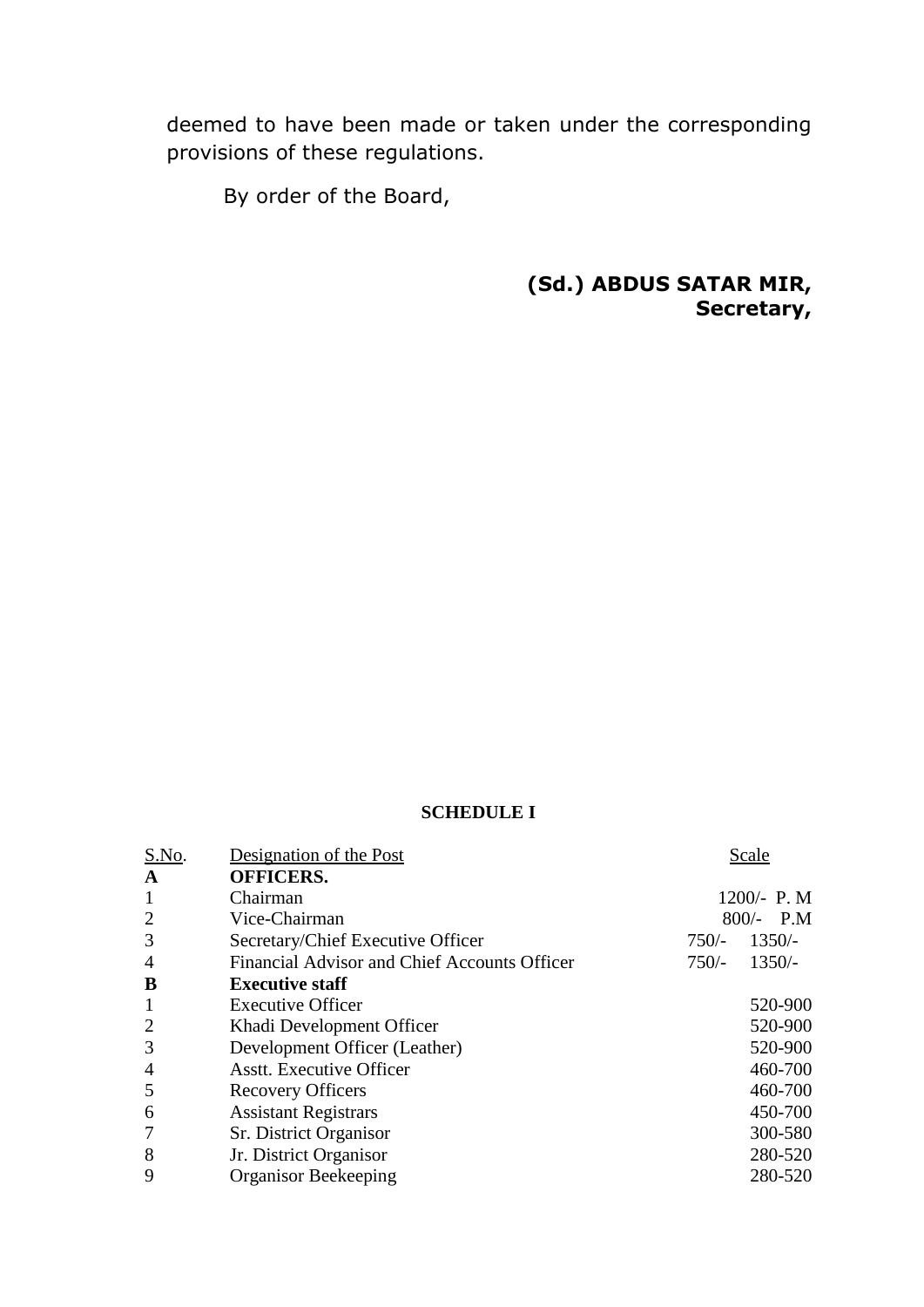deemed to have been made or taken under the corresponding provisions of these regulations.

By order of the Board,

**(Sd.) ABDUS SATAR MIR,**
**Secretary,**

## SCHEDULE I

| S.No. | Designation of the Post | Scale |
|---|---|---|
| **A** | **OFFICERS.** | |
| 1 | Chairman | 1200/- P. M |
| 2 | Vice-Chairman | 800/- P.M |
| 3 | Secretary/Chief Executive Officer | 750/- 1350/- |
| 4 | Financial Advisor and Chief Accounts Officer | 750/- 1350/- |
| **B** | **Executive staff** | |
| 1 | Executive Officer | 520-900 |
| 2 | Khadi Development Officer | 520-900 |
| 3 | Development Officer (Leather) | 520-900 |
| 4 | Asstt. Executive Officer | 460-700 |
| 5 | Recovery Officers | 460-700 |
| 6 | Assistant Registrars | 450-700 |
| 7 | Sr. District Organisor | 300-580 |
| 8 | Jr. District Organisor | 280-520 |
| 9 | Organisor Beekeeping | 280-520 |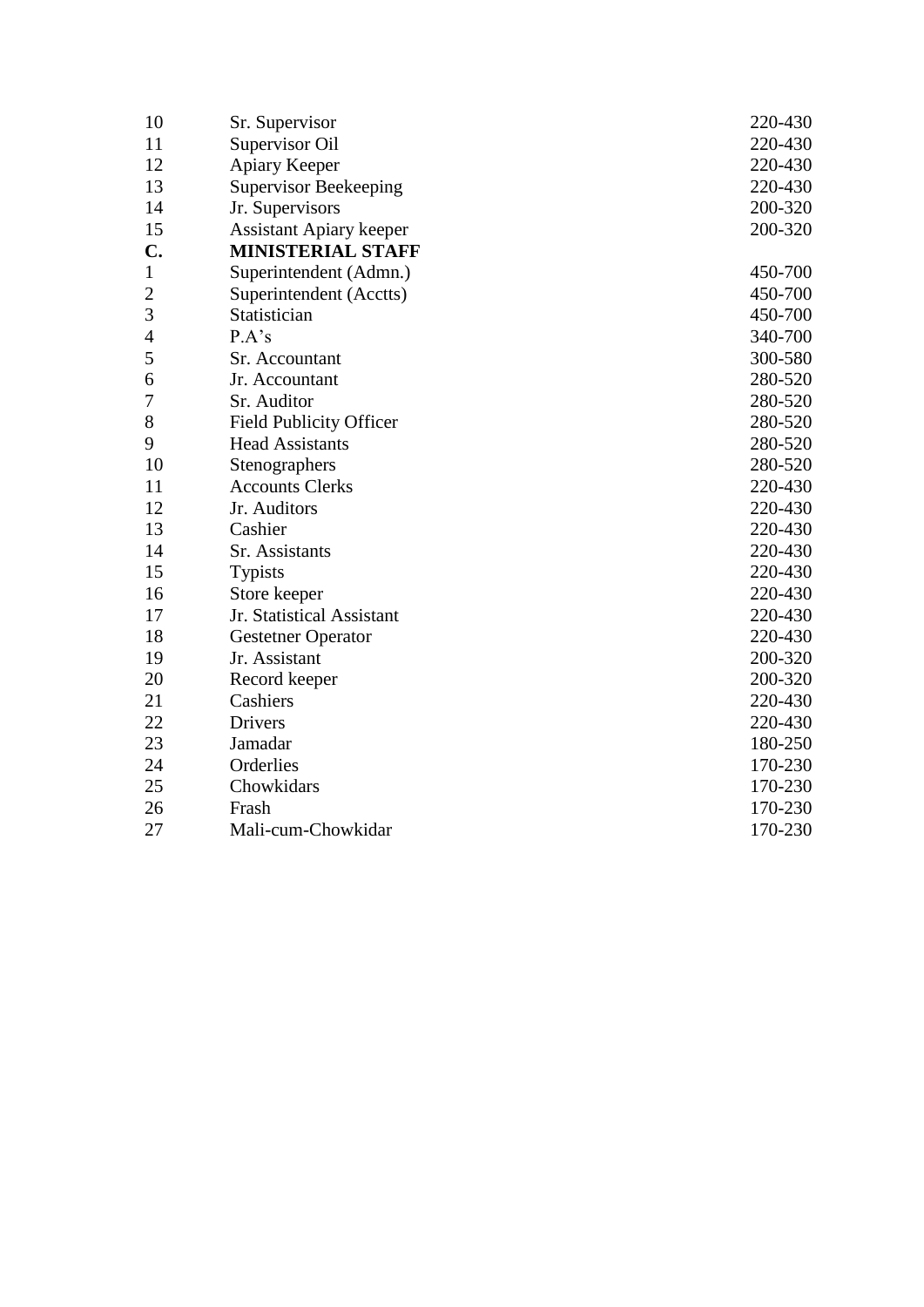| | | |
|---|---|---|
| 10 | Sr. Supervisor | 220-430 |
| 11 | Supervisor Oil | 220-430 |
| 12 | Apiary Keeper | 220-430 |
| 13 | Supervisor Beekeeping | 220-430 |
| 14 | Jr. Supervisors | 200-320 |
| 15 | Assistant Apiary keeper | 200-320 |
| **C.** | **MINISTERIAL STAFF** | |
| 1 | Superintendent (Admn.) | 450-700 |
| 2 | Superintendent (Acctts) | 450-700 |
| 3 | Statistician | 450-700 |
| 4 | P.A’s | 340-700 |
| 5 | Sr. Accountant | 300-580 |
| 6 | Jr. Accountant | 280-520 |
| 7 | Sr. Auditor | 280-520 |
| 8 | Field Publicity Officer | 280-520 |
| 9 | Head Assistants | 280-520 |
| 10 | Stenographers | 280-520 |
| 11 | Accounts Clerks | 220-430 |
| 12 | Jr. Auditors | 220-430 |
| 13 | Cashier | 220-430 |
| 14 | Sr. Assistants | 220-430 |
| 15 | Typists | 220-430 |
| 16 | Store keeper | 220-430 |
| 17 | Jr. Statistical Assistant | 220-430 |
| 18 | Gestetner Operator | 220-430 |
| 19 | Jr. Assistant | 200-320 |
| 20 | Record keeper | 200-320 |
| 21 | Cashiers | 220-430 |
| 22 | Drivers | 220-430 |
| 23 | Jamadar | 180-250 |
| 24 | Orderlies | 170-230 |
| 25 | Chowkidars | 170-230 |
| 26 | Frash | 170-230 |
| 27 | Mali-cum-Chowkidar | 170-230 |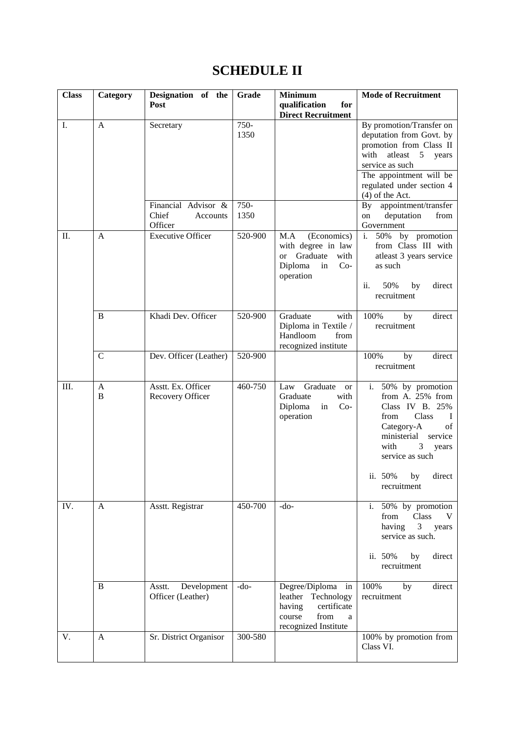# SCHEDULE II

| Class | Category | Designation of the Post | Grade | Minimum qualification for Direct Recruitment | Mode of Recruitment |
|---|---|---|---|---|---|
| I. | A | Secretary | 750-1350 | | By promotion/Transfer on deputation from Govt. by promotion from Class II with atleast 5 years service as such<br>The appointment will be regulated under section 4 (4) of the Act. |
| | | Financial Advisor & Chief Accounts Officer | 750-1350 | | By appointment/transfer on deputation from Government |
| II. | A | Executive Officer | 520-900 | M.A (Economics) with degree in law or Graduate with Diploma in Co-operation | i. 50% by promotion from Class III with atleast 3 years service as such<br>ii. 50% by direct recruitment |
| | B | Khadi Dev. Officer | 520-900 | Graduate with Diploma in Textile / Handloom from recognized institute | 100% by direct recruitment |
| | C | Dev. Officer (Leather) | 520-900 | | 100% by direct recruitment |
| III. | A<br>B | Asstt. Ex. Officer<br>Recovery Officer | 460-750 | Law Graduate or Graduate with Diploma in Co-operation | i. 50% by promotion from A. 25% from Class IV B. 25% from Class I Category-A of ministerial service with 3 years service as such<br>ii. 50% by direct recruitment |
| IV. | A | Asstt. Registrar | 450-700 | -do- | i. 50% by promotion from Class V having 3 years service as such.<br>ii. 50% by direct recruitment |
| | B | Asstt. Development Officer (Leather) | -do- | Degree/Diploma in leather Technology having certificate course from a recognized Institute | 100% by direct recruitment |
| V. | A | Sr. District Organisor | 300-580 | | 100% by promotion from Class VI. |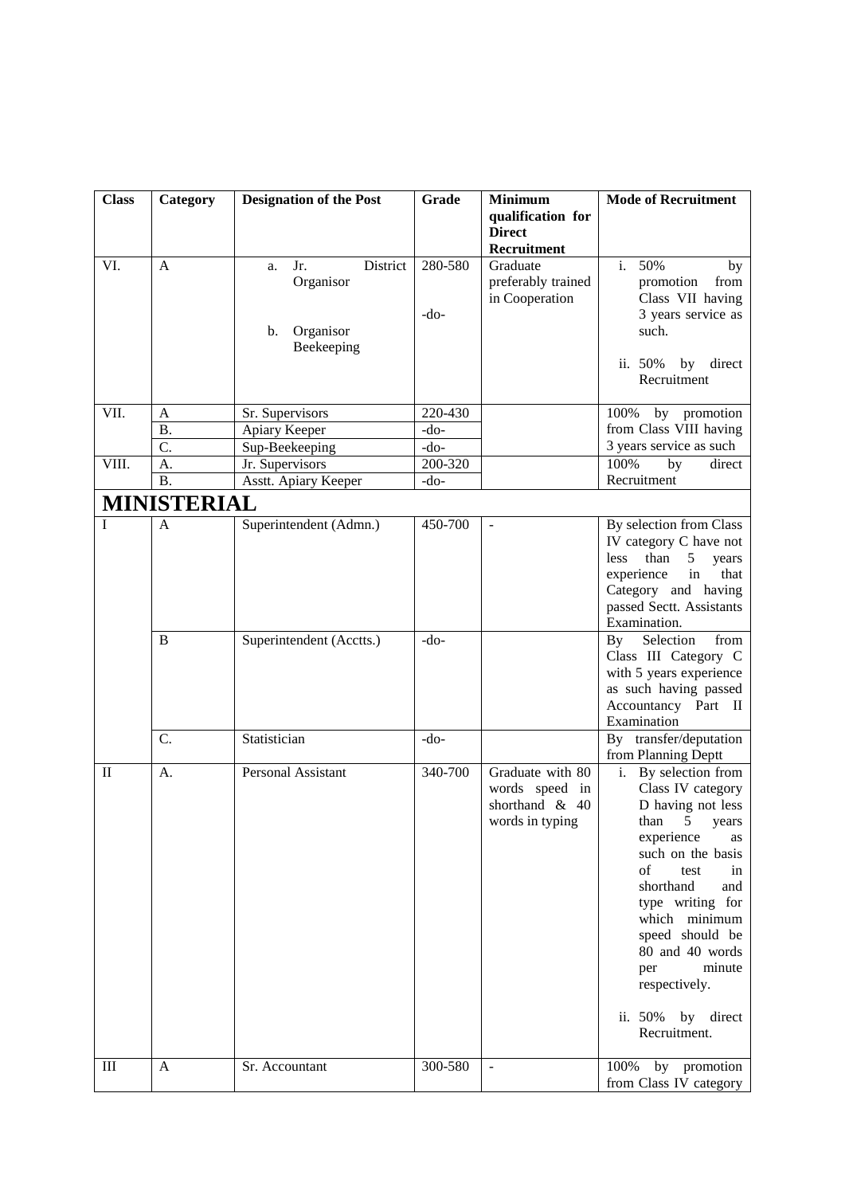| Class | Category | Designation of the Post | Grade | Minimum qualification for Direct Recruitment | Mode of Recruitment |
|---|---|---|---|---|---|
| VI. | A | a. Jr. District Organisor<br><br>b. Organisor Beekeeping | 280-580<br><br>-do- | Graduate preferably trained in Cooperation | i. 50% by promotion from Class VII having 3 years service as such.<br><br>ii. 50% by direct Recruitment |
| VII. | A | Sr. Supervisors | 220-430 | | 100% by promotion from Class VIII having 3 years service as such |
| | B. | Apiary Keeper | -do- | | |
| | C. | Sup-Beekeeping | -do- | | |
| VIII. | A. | Jr. Supervisors | 200-320 | | 100% by direct Recruitment |
| | B. | Asstt. Apiary Keeper | -do- | | |
| **MINISTERIAL** | | | | | |
| I | A | Superintendent (Admn.) | 450-700 | - | By selection from Class IV category C have not less than 5 years experience in that Category and having passed Sectt. Assistants Examination. |
| | B | Superintendent (Acctts.) | -do- | | By Selection from Class III Category C with 5 years experience as such having passed Accountancy Part II Examination |
| | C. | Statistician | -do- | | By transfer/deputation from Planning Deptt |
| II | A. | Personal Assistant | 340-700 | Graduate with 80 words speed in shorthand & 40 words in typing | i. By selection from Class IV category D having not less than 5 years experience as such on the basis of test in shorthand and type writing for which minimum speed should be 80 and 40 words per minute respectively.<br><br>ii. 50% by direct Recruitment. |
| III | A | Sr. Accountant | 300-580 | - | 100% by promotion from Class IV category |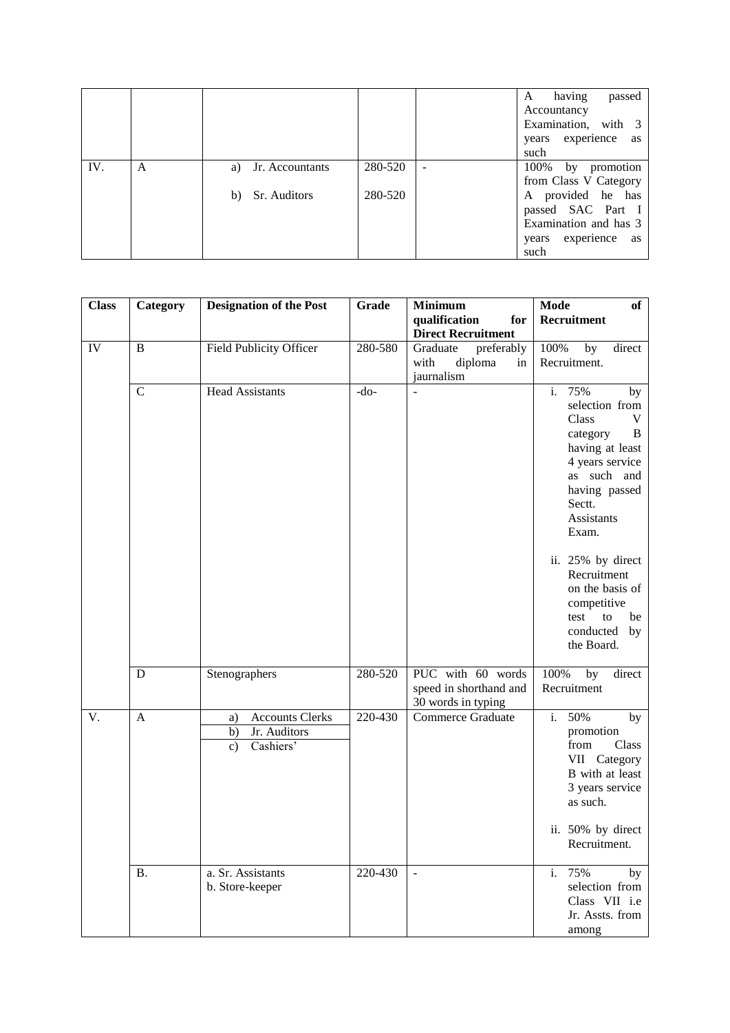| | | | | | |
|---|---|---|---|---|---|
| | | | | | A having passed Accountancy Examination, with 3 years experience as such |
| IV. | A | a) Jr. Accountants<br>b) Sr. Auditors | 280-520<br>280-520 | - | 100% by promotion from Class V Category A provided he has passed SAC Part I Examination and has 3 years experience as such |

| Class | Category | Designation of the Post | Grade | Minimum qualification for Direct Recruitment | Mode of Recruitment |
|---|---|---|---|---|---|
| IV | B | Field Publicity Officer | 280-580 | Graduate preferably with diploma in jaurnalism | 100% by direct Recruitment. |
| | C | Head Assistants | -do- | - | i. 75% by selection from Class V category B having at least 4 years service as such and having passed Sectt. Assistants Exam.<br>ii. 25% by direct Recruitment on the basis of competitive test to be conducted by the Board. |
| | D | Stenographers | 280-520 | PUC with 60 words speed in shorthand and 30 words in typing | 100% by direct Recruitment |
| V. | A | a) Accounts Clerks<br>b) Jr. Auditors<br>c) Cashiers' | 220-430 | Commerce Graduate | i. 50% by promotion from Class VII Category B with at least 3 years service as such.<br>ii. 50% by direct Recruitment. |
| | B. | a. Sr. Assistants<br>b. Store-keeper | 220-430 | - | i. 75% by selection from Class VII i.e Jr. Assts. from among |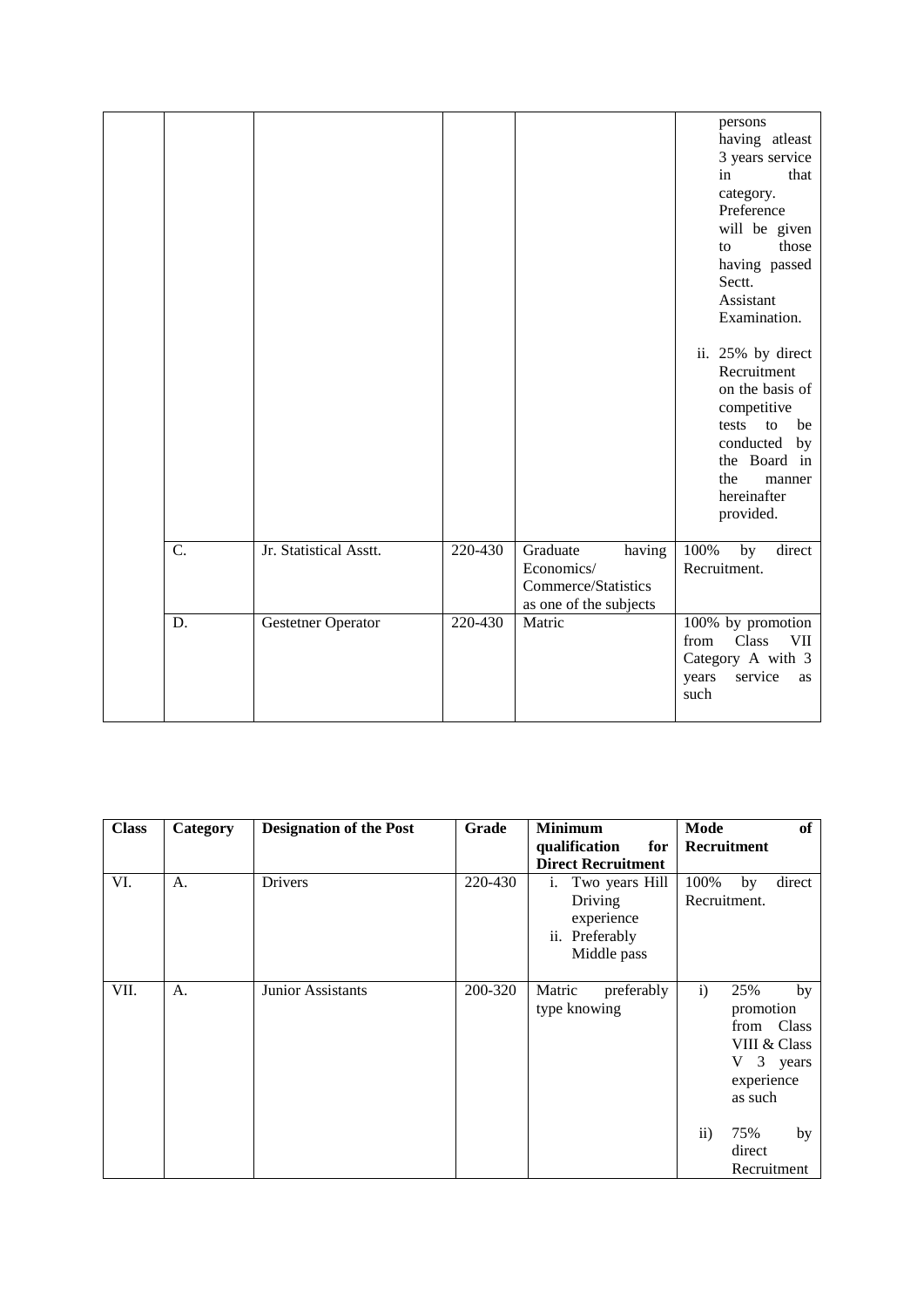| | | | | | |
|---|---|---|---|---|---|
| | | | | | persons having atleast 3 years service in that category. Preference will be given to those having passed Sectt. Assistant Examination.<br><br>ii. 25% by direct Recruitment on the basis of competitive tests to be conducted by the Board in the manner hereinafter provided. |
| | C. | Jr. Statistical Asstt. | 220-430 | Graduate having Economics/ Commerce/Statistics as one of the subjects | 100% by direct Recruitment. |
| | D. | Gestetner Operator | 220-430 | Matric | 100% by promotion from Class VII Category A with 3 years service as such |

| Class | Category | Designation of the Post | Grade | Minimum qualification for Direct Recruitment | Mode of Recruitment |
|---|---|---|---|---|---|
| VI. | A. | Drivers | 220-430 | i. Two years Hill Driving experience<br>ii. Preferably Middle pass | 100% by direct Recruitment. |
| VII. | A. | Junior Assistants | 200-320 | Matric preferably type knowing | i) 25% by promotion from Class VIII & Class V 3 years experience as such<br><br>ii) 75% by direct Recruitment |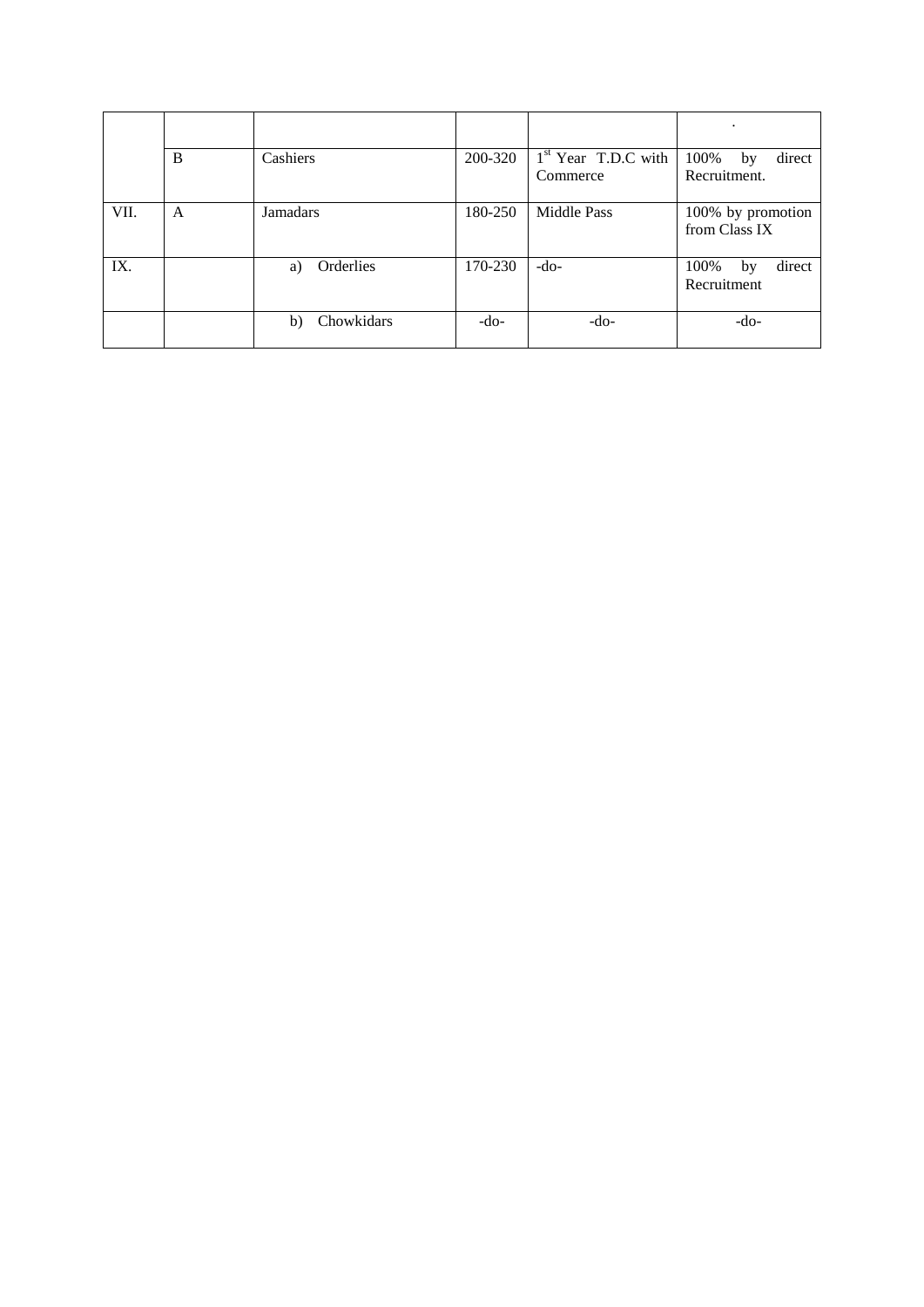| | | | | | |
|---|---|---|---|---|---|
| | | | | | . |
| | B | Cashiers | 200-320 | 1st Year T.D.C with Commerce | 100% by direct Recruitment. |
| VII. | A | Jamadars | 180-250 | Middle Pass | 100% by promotion from Class IX |
| IX. | | a) Orderlies | 170-230 | -do- | 100% by direct Recruitment |
| | | b) Chowkidars | -do- | -do- | -do- |